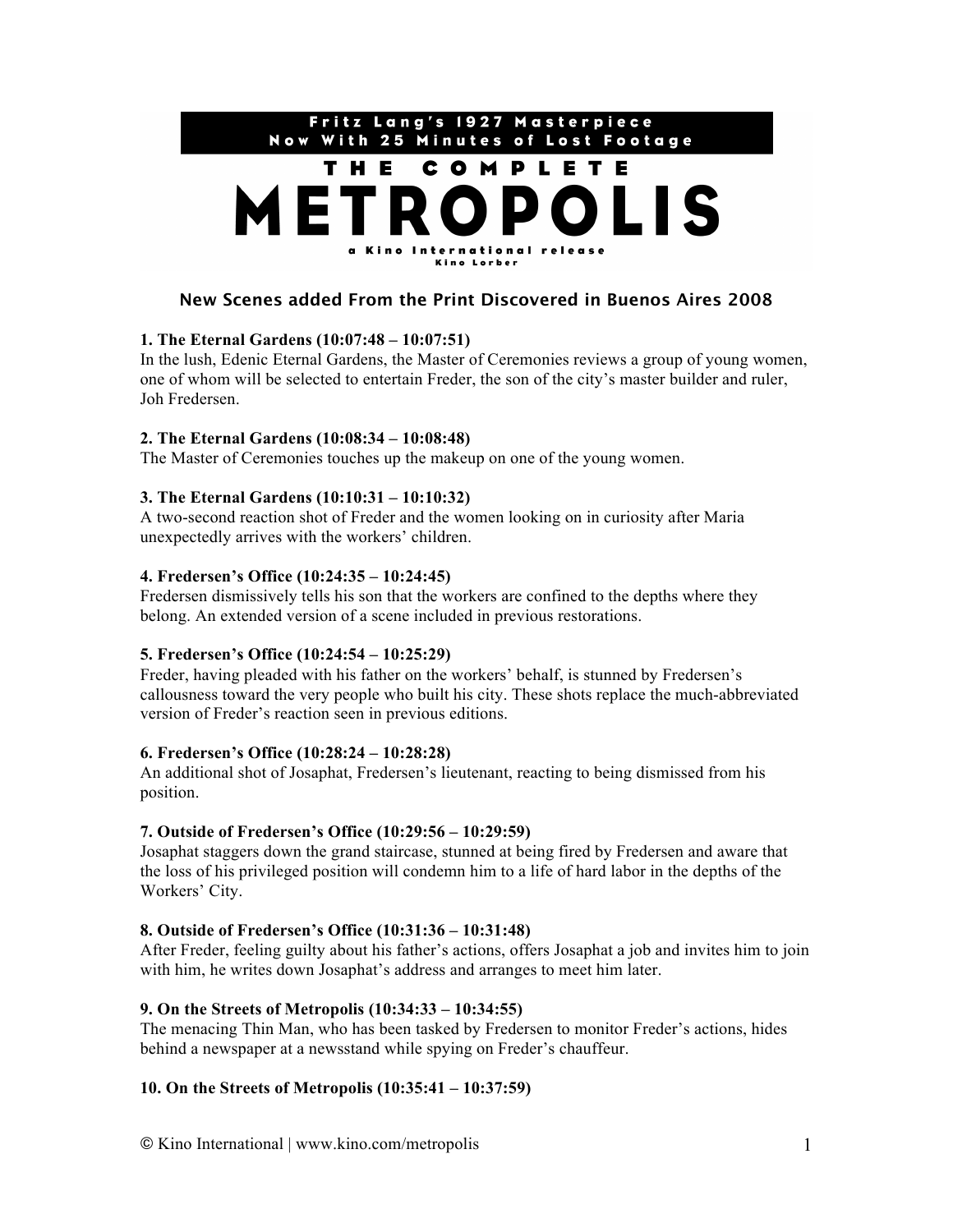Fritz Lang's 1927 Masterpiece
Now With 25 Minutes of Lost Footage

# THE COMPLETE METROPOLIS

a Kino International release
Kino Lorber

## New Scenes added From the Print Discovered in Buenos Aires 2008

**1. The Eternal Gardens (10:07:48 – 10:07:51)**
In the lush, Edenic Eternal Gardens, the Master of Ceremonies reviews a group of young women, one of whom will be selected to entertain Freder, the son of the city's master builder and ruler, Joh Fredersen.

**2. The Eternal Gardens (10:08:34 – 10:08:48)**
The Master of Ceremonies touches up the makeup on one of the young women.

**3. The Eternal Gardens (10:10:31 – 10:10:32)**
A two-second reaction shot of Freder and the women looking on in curiosity after Maria unexpectedly arrives with the workers' children.

**4. Fredersen's Office (10:24:35 – 10:24:45)**
Fredersen dismissively tells his son that the workers are confined to the depths where they belong. An extended version of a scene included in previous restorations.

**5. Fredersen's Office (10:24:54 – 10:25:29)**
Freder, having pleaded with his father on the workers' behalf, is stunned by Fredersen's callousness toward the very people who built his city. These shots replace the much-abbreviated version of Freder's reaction seen in previous editions.

**6. Fredersen's Office (10:28:24 – 10:28:28)**
An additional shot of Josaphat, Fredersen's lieutenant, reacting to being dismissed from his position.

**7. Outside of Fredersen's Office (10:29:56 – 10:29:59)**
Josaphat staggers down the grand staircase, stunned at being fired by Fredersen and aware that the loss of his privileged position will condemn him to a life of hard labor in the depths of the Workers' City.

**8. Outside of Fredersen's Office (10:31:36 – 10:31:48)**
After Freder, feeling guilty about his father's actions, offers Josaphat a job and invites him to join with him, he writes down Josaphat's address and arranges to meet him later.

**9. On the Streets of Metropolis (10:34:33 – 10:34:55)**
The menacing Thin Man, who has been tasked by Fredersen to monitor Freder's actions, hides behind a newspaper at a newsstand while spying on Freder's chauffeur.

**10. On the Streets of Metropolis (10:35:41 – 10:37:59)**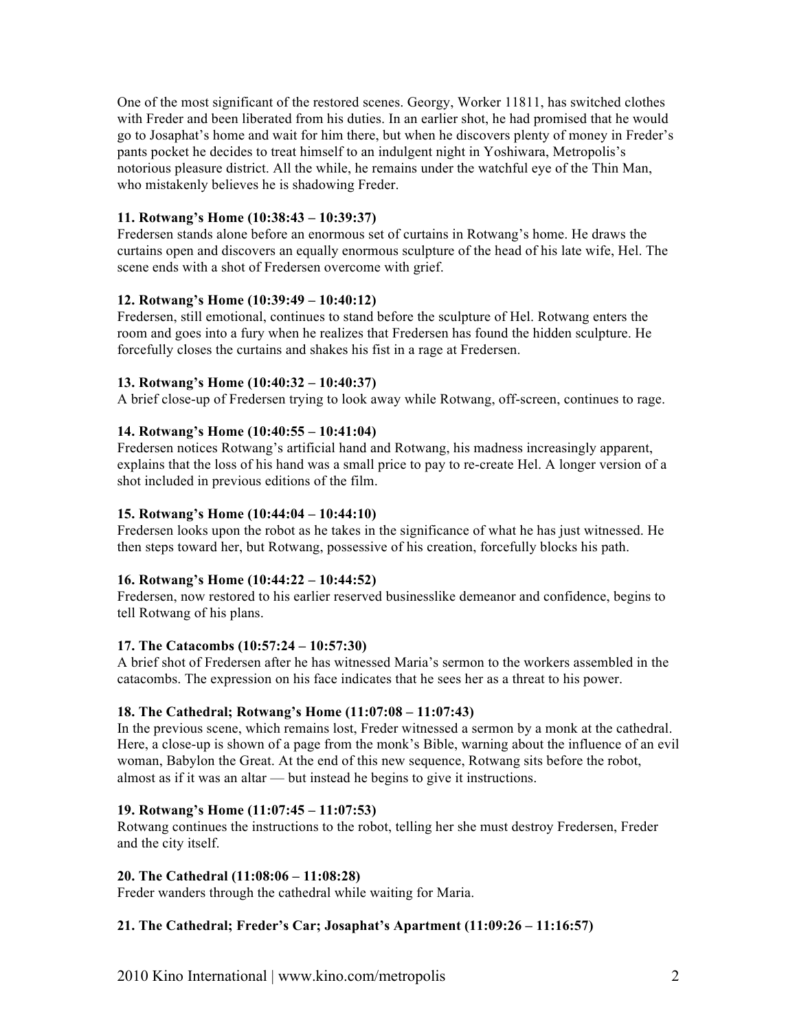One of the most significant of the restored scenes. Georgy, Worker 11811, has switched clothes with Freder and been liberated from his duties. In an earlier shot, he had promised that he would go to Josaphat's home and wait for him there, but when he discovers plenty of money in Freder's pants pocket he decides to treat himself to an indulgent night in Yoshiwara, Metropolis's notorious pleasure district. All the while, he remains under the watchful eye of the Thin Man, who mistakenly believes he is shadowing Freder.

**11. Rotwang's Home (10:38:43 – 10:39:37)**
Fredersen stands alone before an enormous set of curtains in Rotwang's home. He draws the curtains open and discovers an equally enormous sculpture of the head of his late wife, Hel. The scene ends with a shot of Fredersen overcome with grief.

**12. Rotwang's Home (10:39:49 – 10:40:12)**
Fredersen, still emotional, continues to stand before the sculpture of Hel. Rotwang enters the room and goes into a fury when he realizes that Fredersen has found the hidden sculpture. He forcefully closes the curtains and shakes his fist in a rage at Fredersen.

**13. Rotwang's Home (10:40:32 – 10:40:37)**
A brief close-up of Fredersen trying to look away while Rotwang, off-screen, continues to rage.

**14. Rotwang's Home (10:40:55 – 10:41:04)**
Fredersen notices Rotwang's artificial hand and Rotwang, his madness increasingly apparent, explains that the loss of his hand was a small price to pay to re-create Hel. A longer version of a shot included in previous editions of the film.

**15. Rotwang's Home (10:44:04 – 10:44:10)**
Fredersen looks upon the robot as he takes in the significance of what he has just witnessed. He then steps toward her, but Rotwang, possessive of his creation, forcefully blocks his path.

**16. Rotwang's Home (10:44:22 – 10:44:52)**
Fredersen, now restored to his earlier reserved businesslike demeanor and confidence, begins to tell Rotwang of his plans.

**17. The Catacombs (10:57:24 – 10:57:30)**
A brief shot of Fredersen after he has witnessed Maria's sermon to the workers assembled in the catacombs. The expression on his face indicates that he sees her as a threat to his power.

**18. The Cathedral; Rotwang's Home (11:07:08 – 11:07:43)**
In the previous scene, which remains lost, Freder witnessed a sermon by a monk at the cathedral. Here, a close-up is shown of a page from the monk's Bible, warning about the influence of an evil woman, Babylon the Great. At the end of this new sequence, Rotwang sits before the robot, almost as if it was an altar — but instead he begins to give it instructions.

**19. Rotwang's Home (11:07:45 – 11:07:53)**
Rotwang continues the instructions to the robot, telling her she must destroy Fredersen, Freder and the city itself.

**20. The Cathedral (11:08:06 – 11:08:28)**
Freder wanders through the cathedral while waiting for Maria.

**21. The Cathedral; Freder's Car; Josaphat's Apartment (11:09:26 – 11:16:57)**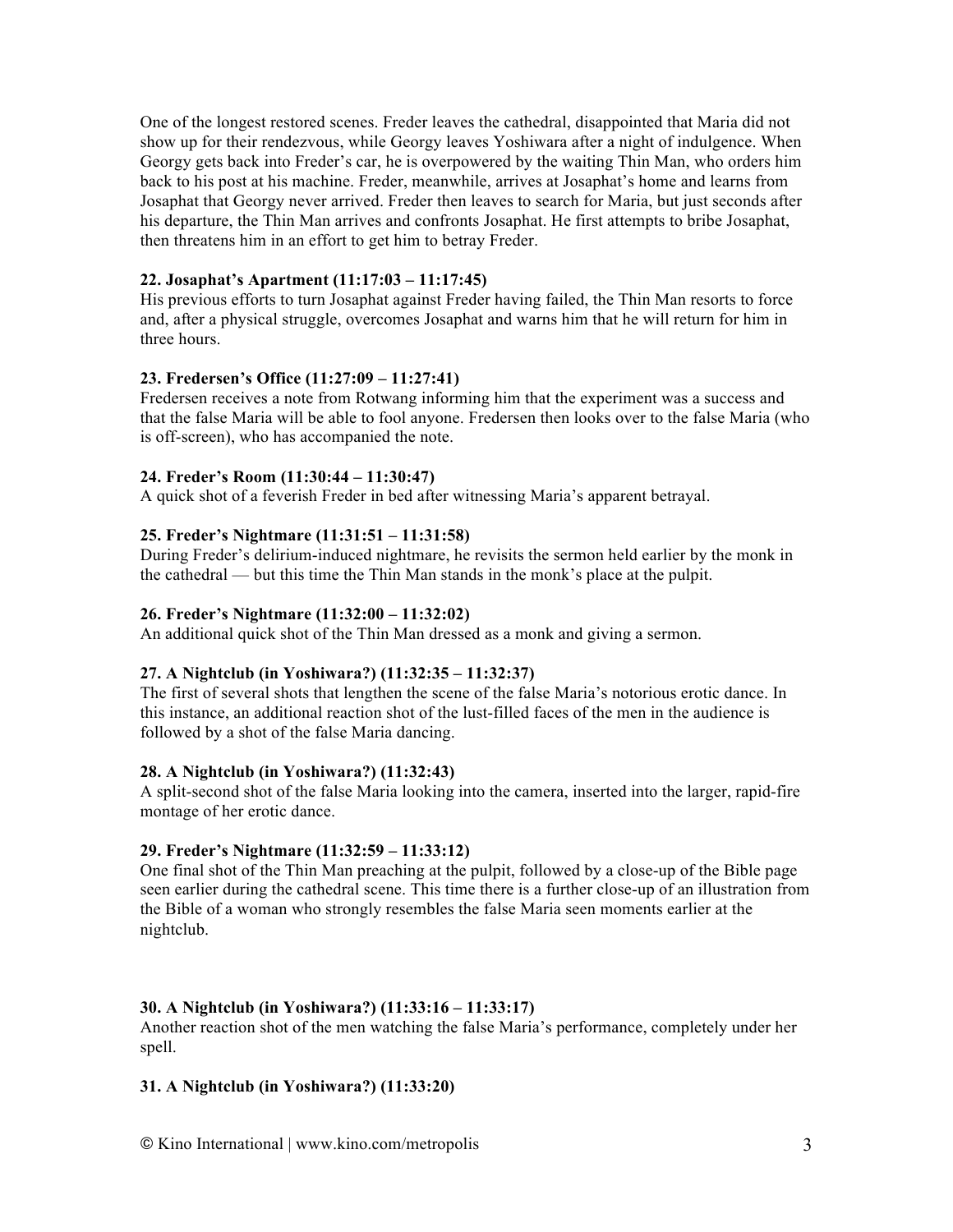One of the longest restored scenes. Freder leaves the cathedral, disappointed that Maria did not show up for their rendezvous, while Georgy leaves Yoshiwara after a night of indulgence. When Georgy gets back into Freder's car, he is overpowered by the waiting Thin Man, who orders him back to his post at his machine. Freder, meanwhile, arrives at Josaphat's home and learns from Josaphat that Georgy never arrived. Freder then leaves to search for Maria, but just seconds after his departure, the Thin Man arrives and confronts Josaphat. He first attempts to bribe Josaphat, then threatens him in an effort to get him to betray Freder.

**22. Josaphat's Apartment (11:17:03 – 11:17:45)**
His previous efforts to turn Josaphat against Freder having failed, the Thin Man resorts to force and, after a physical struggle, overcomes Josaphat and warns him that he will return for him in three hours.

**23. Fredersen's Office (11:27:09 – 11:27:41)**
Fredersen receives a note from Rotwang informing him that the experiment was a success and that the false Maria will be able to fool anyone. Fredersen then looks over to the false Maria (who is off-screen), who has accompanied the note.

**24. Freder's Room (11:30:44 – 11:30:47)**
A quick shot of a feverish Freder in bed after witnessing Maria's apparent betrayal.

**25. Freder's Nightmare (11:31:51 – 11:31:58)**
During Freder's delirium-induced nightmare, he revisits the sermon held earlier by the monk in the cathedral — but this time the Thin Man stands in the monk's place at the pulpit.

**26. Freder's Nightmare (11:32:00 – 11:32:02)**
An additional quick shot of the Thin Man dressed as a monk and giving a sermon.

**27. A Nightclub (in Yoshiwara?) (11:32:35 – 11:32:37)**
The first of several shots that lengthen the scene of the false Maria's notorious erotic dance. In this instance, an additional reaction shot of the lust-filled faces of the men in the audience is followed by a shot of the false Maria dancing.

**28. A Nightclub (in Yoshiwara?) (11:32:43)**
A split-second shot of the false Maria looking into the camera, inserted into the larger, rapid-fire montage of her erotic dance.

**29. Freder's Nightmare (11:32:59 – 11:33:12)**
One final shot of the Thin Man preaching at the pulpit, followed by a close-up of the Bible page seen earlier during the cathedral scene. This time there is a further close-up of an illustration from the Bible of a woman who strongly resembles the false Maria seen moments earlier at the nightclub.

**30. A Nightclub (in Yoshiwara?) (11:33:16 – 11:33:17)**
Another reaction shot of the men watching the false Maria's performance, completely under her spell.

**31. A Nightclub (in Yoshiwara?) (11:33:20)**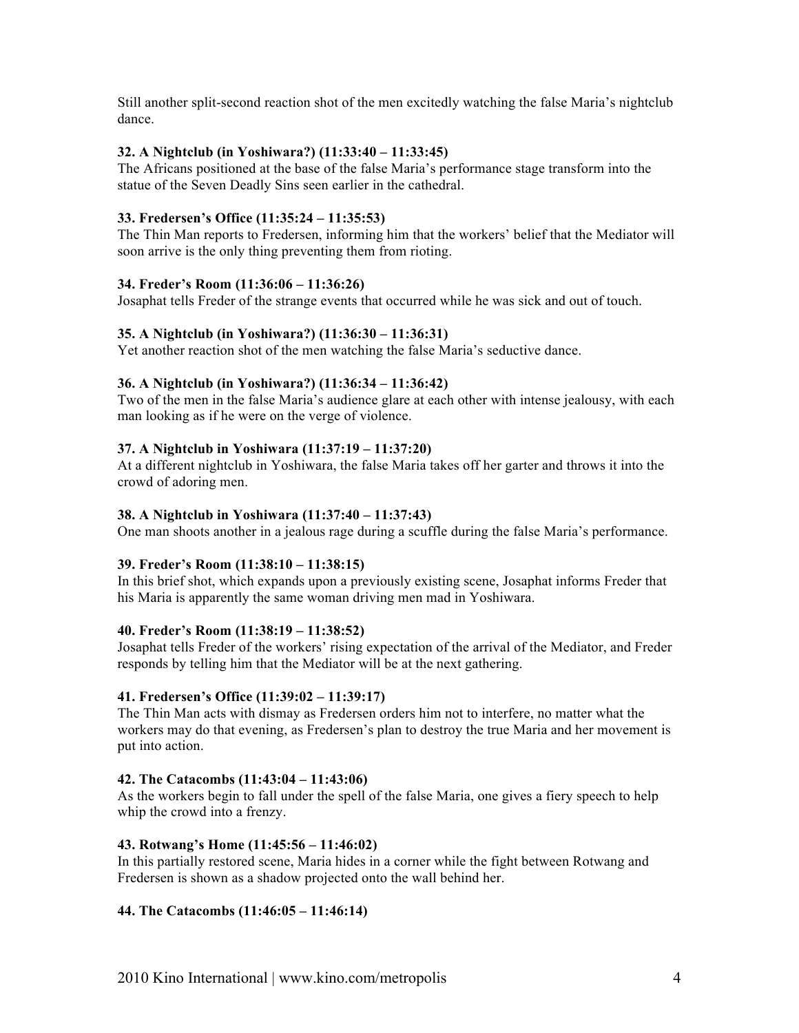Still another split-second reaction shot of the men excitedly watching the false Maria's nightclub dance.

**32. A Nightclub (in Yoshiwara?) (11:33:40 – 11:33:45)**
The Africans positioned at the base of the false Maria's performance stage transform into the statue of the Seven Deadly Sins seen earlier in the cathedral.

**33. Fredersen's Office (11:35:24 – 11:35:53)**
The Thin Man reports to Fredersen, informing him that the workers' belief that the Mediator will soon arrive is the only thing preventing them from rioting.

**34. Freder's Room (11:36:06 – 11:36:26)**
Josaphat tells Freder of the strange events that occurred while he was sick and out of touch.

**35. A Nightclub (in Yoshiwara?) (11:36:30 – 11:36:31)**
Yet another reaction shot of the men watching the false Maria's seductive dance.

**36. A Nightclub (in Yoshiwara?) (11:36:34 – 11:36:42)**
Two of the men in the false Maria's audience glare at each other with intense jealousy, with each man looking as if he were on the verge of violence.

**37. A Nightclub in Yoshiwara (11:37:19 – 11:37:20)**
At a different nightclub in Yoshiwara, the false Maria takes off her garter and throws it into the crowd of adoring men.

**38. A Nightclub in Yoshiwara (11:37:40 – 11:37:43)**
One man shoots another in a jealous rage during a scuffle during the false Maria's performance.

**39. Freder's Room (11:38:10 – 11:38:15)**
In this brief shot, which expands upon a previously existing scene, Josaphat informs Freder that his Maria is apparently the same woman driving men mad in Yoshiwara.

**40. Freder's Room (11:38:19 – 11:38:52)**
Josaphat tells Freder of the workers' rising expectation of the arrival of the Mediator, and Freder responds by telling him that the Mediator will be at the next gathering.

**41. Fredersen's Office (11:39:02 – 11:39:17)**
The Thin Man acts with dismay as Fredersen orders him not to interfere, no matter what the workers may do that evening, as Fredersen's plan to destroy the true Maria and her movement is put into action.

**42. The Catacombs (11:43:04 – 11:43:06)**
As the workers begin to fall under the spell of the false Maria, one gives a fiery speech to help whip the crowd into a frenzy.

**43. Rotwang's Home (11:45:56 – 11:46:02)**
In this partially restored scene, Maria hides in a corner while the fight between Rotwang and Fredersen is shown as a shadow projected onto the wall behind her.

**44. The Catacombs (11:46:05 – 11:46:14)**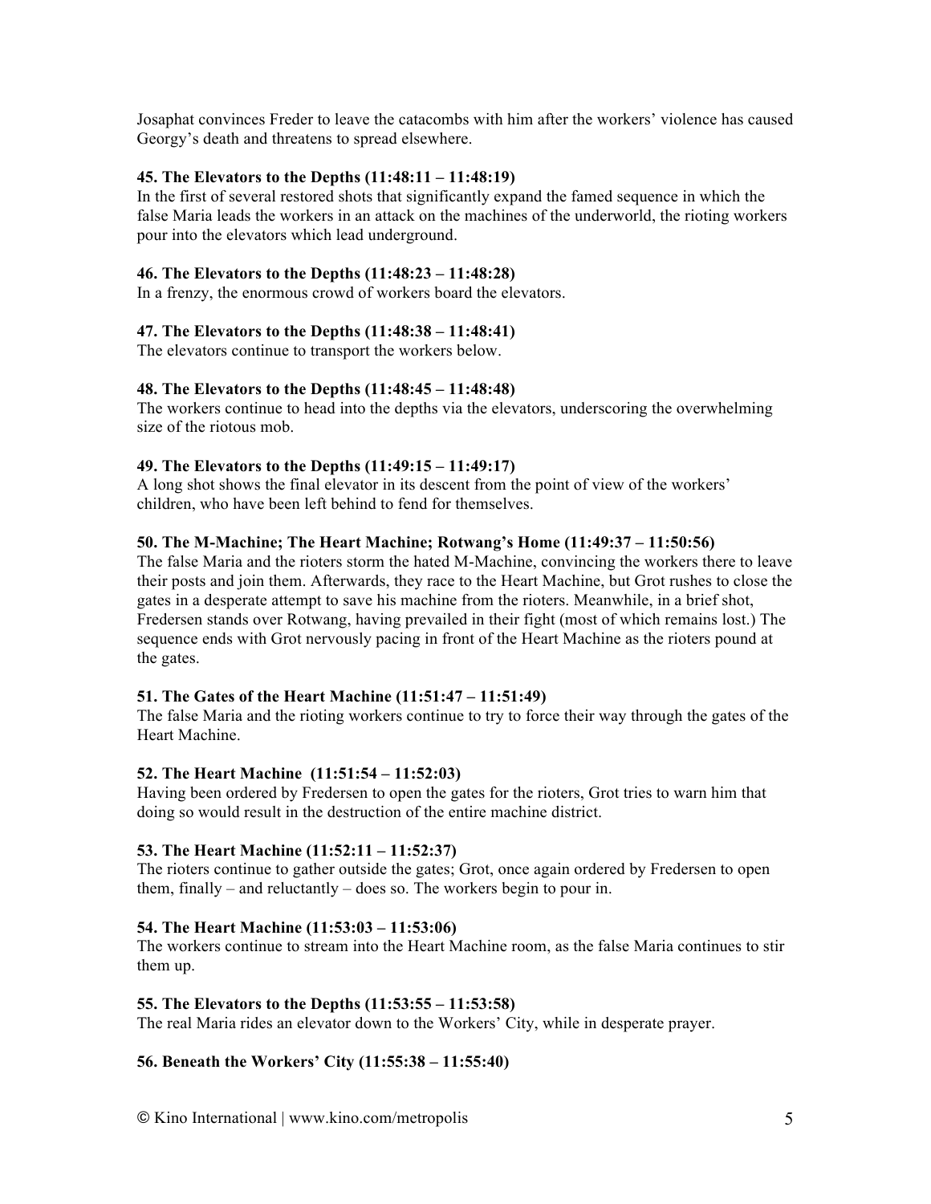Josaphat convinces Freder to leave the catacombs with him after the workers' violence has caused Georgy's death and threatens to spread elsewhere.

**45. The Elevators to the Depths (11:48:11 – 11:48:19)**
In the first of several restored shots that significantly expand the famed sequence in which the false Maria leads the workers in an attack on the machines of the underworld, the rioting workers pour into the elevators which lead underground.

**46. The Elevators to the Depths (11:48:23 – 11:48:28)**
In a frenzy, the enormous crowd of workers board the elevators.

**47. The Elevators to the Depths (11:48:38 – 11:48:41)**
The elevators continue to transport the workers below.

**48. The Elevators to the Depths (11:48:45 – 11:48:48)**
The workers continue to head into the depths via the elevators, underscoring the overwhelming size of the riotous mob.

**49. The Elevators to the Depths (11:49:15 – 11:49:17)**
A long shot shows the final elevator in its descent from the point of view of the workers' children, who have been left behind to fend for themselves.

**50. The M-Machine; The Heart Machine; Rotwang's Home (11:49:37 – 11:50:56)**
The false Maria and the rioters storm the hated M-Machine, convincing the workers there to leave their posts and join them. Afterwards, they race to the Heart Machine, but Grot rushes to close the gates in a desperate attempt to save his machine from the rioters. Meanwhile, in a brief shot, Fredersen stands over Rotwang, having prevailed in their fight (most of which remains lost.) The sequence ends with Grot nervously pacing in front of the Heart Machine as the rioters pound at the gates.

**51. The Gates of the Heart Machine (11:51:47 – 11:51:49)**
The false Maria and the rioting workers continue to try to force their way through the gates of the Heart Machine.

**52. The Heart Machine (11:51:54 – 11:52:03)**
Having been ordered by Fredersen to open the gates for the rioters, Grot tries to warn him that doing so would result in the destruction of the entire machine district.

**53. The Heart Machine (11:52:11 – 11:52:37)**
The rioters continue to gather outside the gates; Grot, once again ordered by Fredersen to open them, finally – and reluctantly – does so. The workers begin to pour in.

**54. The Heart Machine (11:53:03 – 11:53:06)**
The workers continue to stream into the Heart Machine room, as the false Maria continues to stir them up.

**55. The Elevators to the Depths (11:53:55 – 11:53:58)**
The real Maria rides an elevator down to the Workers' City, while in desperate prayer.

**56. Beneath the Workers' City (11:55:38 – 11:55:40)**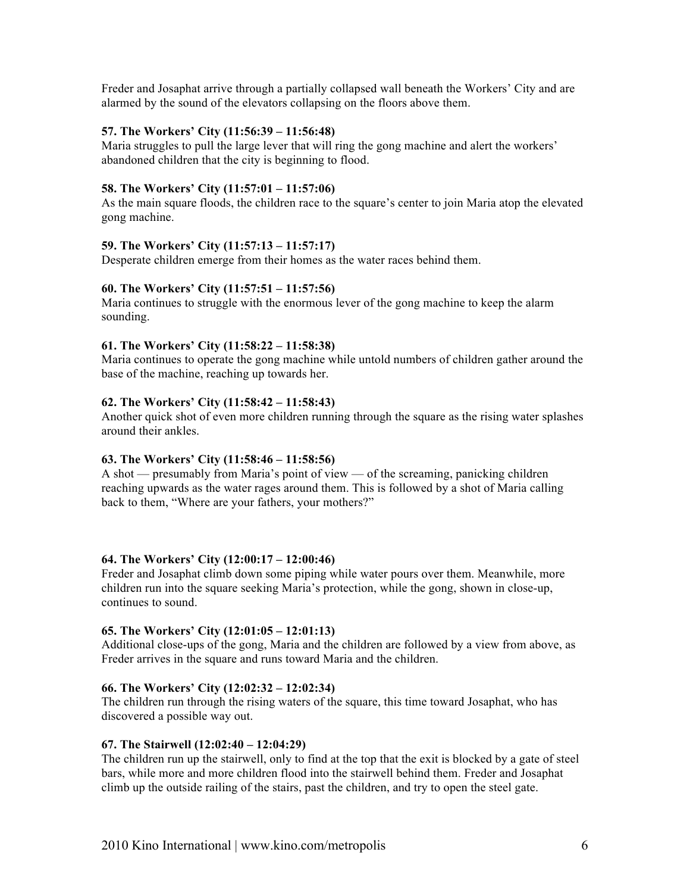Freder and Josaphat arrive through a partially collapsed wall beneath the Workers' City and are alarmed by the sound of the elevators collapsing on the floors above them.

**57. The Workers' City (11:56:39 – 11:56:48)**
Maria struggles to pull the large lever that will ring the gong machine and alert the workers' abandoned children that the city is beginning to flood.

**58. The Workers' City (11:57:01 – 11:57:06)**
As the main square floods, the children race to the square's center to join Maria atop the elevated gong machine.

**59. The Workers' City (11:57:13 – 11:57:17)**
Desperate children emerge from their homes as the water races behind them.

**60. The Workers' City (11:57:51 – 11:57:56)**
Maria continues to struggle with the enormous lever of the gong machine to keep the alarm sounding.

**61. The Workers' City (11:58:22 – 11:58:38)**
Maria continues to operate the gong machine while untold numbers of children gather around the base of the machine, reaching up towards her.

**62. The Workers' City (11:58:42 – 11:58:43)**
Another quick shot of even more children running through the square as the rising water splashes around their ankles.

**63. The Workers' City (11:58:46 – 11:58:56)**
A shot — presumably from Maria's point of view — of the screaming, panicking children reaching upwards as the water rages around them. This is followed by a shot of Maria calling back to them, "Where are your fathers, your mothers?"

**64. The Workers' City (12:00:17 – 12:00:46)**
Freder and Josaphat climb down some piping while water pours over them. Meanwhile, more children run into the square seeking Maria's protection, while the gong, shown in close-up, continues to sound.

**65. The Workers' City (12:01:05 – 12:01:13)**
Additional close-ups of the gong, Maria and the children are followed by a view from above, as Freder arrives in the square and runs toward Maria and the children.

**66. The Workers' City (12:02:32 – 12:02:34)**
The children run through the rising waters of the square, this time toward Josaphat, who has discovered a possible way out.

**67. The Stairwell (12:02:40 – 12:04:29)**
The children run up the stairwell, only to find at the top that the exit is blocked by a gate of steel bars, while more and more children flood into the stairwell behind them. Freder and Josaphat climb up the outside railing of the stairs, past the children, and try to open the steel gate.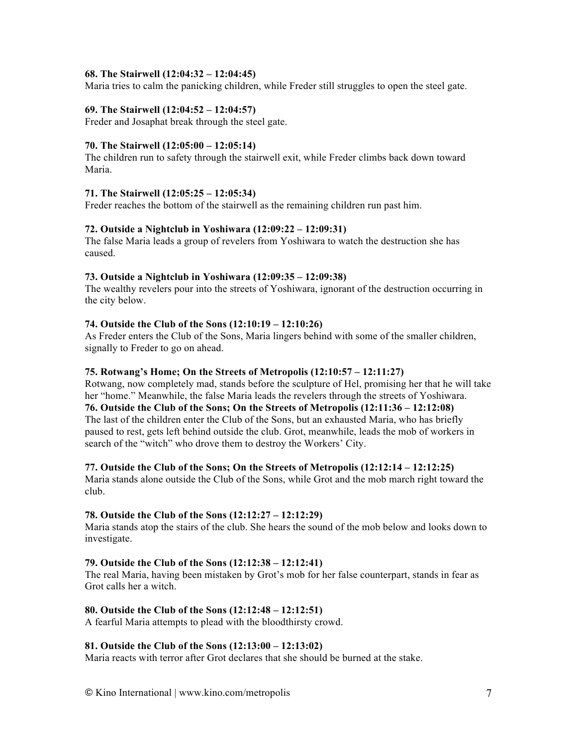**68. The Stairwell (12:04:32 – 12:04:45)**
Maria tries to calm the panicking children, while Freder still struggles to open the steel gate.

**69. The Stairwell (12:04:52 – 12:04:57)**
Freder and Josaphat break through the steel gate.

**70. The Stairwell (12:05:00 – 12:05:14)**
The children run to safety through the stairwell exit, while Freder climbs back down toward Maria.

**71. The Stairwell (12:05:25 – 12:05:34)**
Freder reaches the bottom of the stairwell as the remaining children run past him.

**72. Outside a Nightclub in Yoshiwara (12:09:22 – 12:09:31)**
The false Maria leads a group of revelers from Yoshiwara to watch the destruction she has caused.

**73. Outside a Nightclub in Yoshiwara (12:09:35 – 12:09:38)**
The wealthy revelers pour into the streets of Yoshiwara, ignorant of the destruction occurring in the city below.

**74. Outside the Club of the Sons (12:10:19 – 12:10:26)**
As Freder enters the Club of the Sons, Maria lingers behind with some of the smaller children, signally to Freder to go on ahead.

**75. Rotwang's Home; On the Streets of Metropolis (12:10:57 – 12:11:27)**
Rotwang, now completely mad, stands before the sculpture of Hel, promising her that he will take her "home." Meanwhile, the false Maria leads the revelers through the streets of Yoshiwara.

**76. Outside the Club of the Sons; On the Streets of Metropolis (12:11:36 – 12:12:08)**
The last of the children enter the Club of the Sons, but an exhausted Maria, who has briefly paused to rest, gets left behind outside the club. Grot, meanwhile, leads the mob of workers in search of the "witch" who drove them to destroy the Workers' City.

**77. Outside the Club of the Sons; On the Streets of Metropolis (12:12:14 – 12:12:25)**
Maria stands alone outside the Club of the Sons, while Grot and the mob march right toward the club.

**78. Outside the Club of the Sons (12:12:27 – 12:12:29)**
Maria stands atop the stairs of the club. She hears the sound of the mob below and looks down to investigate.

**79. Outside the Club of the Sons (12:12:38 – 12:12:41)**
The real Maria, having been mistaken by Grot's mob for her false counterpart, stands in fear as Grot calls her a witch.

**80. Outside the Club of the Sons (12:12:48 – 12:12:51)**
A fearful Maria attempts to plead with the bloodthirsty crowd.

**81. Outside the Club of the Sons (12:13:00 – 12:13:02)**
Maria reacts with terror after Grot declares that she should be burned at the stake.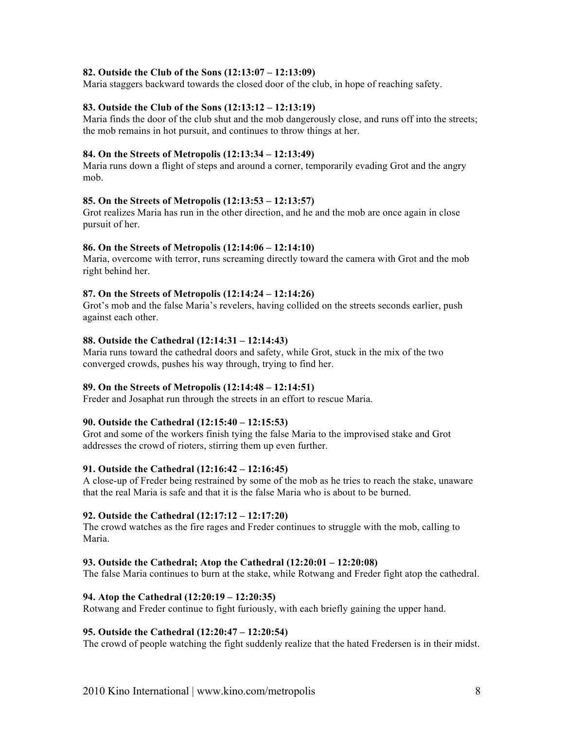**82. Outside the Club of the Sons (12:13:07 – 12:13:09)**
Maria staggers backward towards the closed door of the club, in hope of reaching safety.

**83. Outside the Club of the Sons (12:13:12 – 12:13:19)**
Maria finds the door of the club shut and the mob dangerously close, and runs off into the streets; the mob remains in hot pursuit, and continues to throw things at her.

**84. On the Streets of Metropolis (12:13:34 – 12:13:49)**
Maria runs down a flight of steps and around a corner, temporarily evading Grot and the angry mob.

**85. On the Streets of Metropolis (12:13:53 – 12:13:57)**
Grot realizes Maria has run in the other direction, and he and the mob are once again in close pursuit of her.

**86. On the Streets of Metropolis (12:14:06 – 12:14:10)**
Maria, overcome with terror, runs screaming directly toward the camera with Grot and the mob right behind her.

**87. On the Streets of Metropolis (12:14:24 – 12:14:26)**
Grot's mob and the false Maria's revelers, having collided on the streets seconds earlier, push against each other.

**88. Outside the Cathedral (12:14:31 – 12:14:43)**
Maria runs toward the cathedral doors and safety, while Grot, stuck in the mix of the two converged crowds, pushes his way through, trying to find her.

**89. On the Streets of Metropolis (12:14:48 – 12:14:51)**
Freder and Josaphat run through the streets in an effort to rescue Maria.

**90. Outside the Cathedral (12:15:40 – 12:15:53)**
Grot and some of the workers finish tying the false Maria to the improvised stake and Grot addresses the crowd of rioters, stirring them up even further.

**91. Outside the Cathedral (12:16:42 – 12:16:45)**
A close-up of Freder being restrained by some of the mob as he tries to reach the stake, unaware that the real Maria is safe and that it is the false Maria who is about to be burned.

**92. Outside the Cathedral (12:17:12 – 12:17:20)**
The crowd watches as the fire rages and Freder continues to struggle with the mob, calling to Maria.

**93. Outside the Cathedral; Atop the Cathedral (12:20:01 – 12:20:08)**
The false Maria continues to burn at the stake, while Rotwang and Freder fight atop the cathedral.

**94. Atop the Cathedral (12:20:19 – 12:20:35)**
Rotwang and Freder continue to fight furiously, with each briefly gaining the upper hand.

**95. Outside the Cathedral (12:20:47 – 12:20:54)**
The crowd of people watching the fight suddenly realize that the hated Fredersen is in their midst.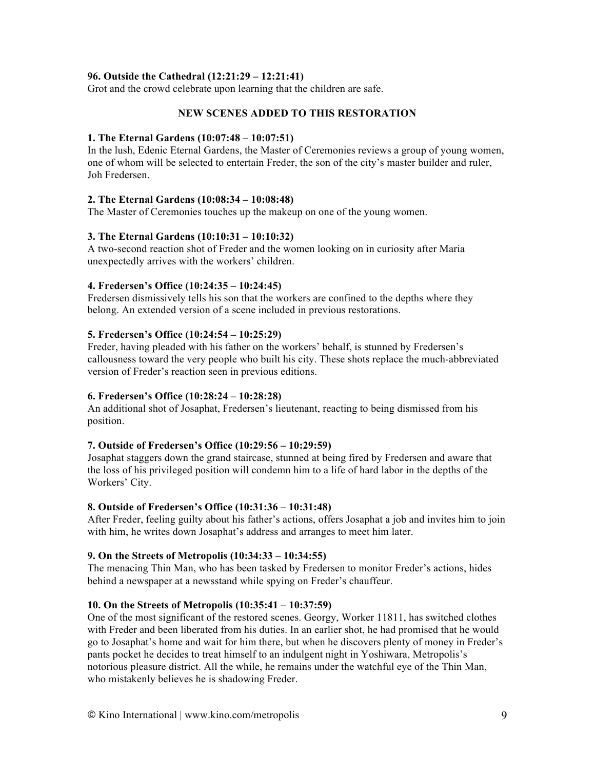**96. Outside the Cathedral (12:21:29 – 12:21:41)**
Grot and the crowd celebrate upon learning that the children are safe.

## NEW SCENES ADDED TO THIS RESTORATION

**1. The Eternal Gardens (10:07:48 – 10:07:51)**
In the lush, Edenic Eternal Gardens, the Master of Ceremonies reviews a group of young women, one of whom will be selected to entertain Freder, the son of the city's master builder and ruler, Joh Fredersen.

**2. The Eternal Gardens (10:08:34 – 10:08:48)**
The Master of Ceremonies touches up the makeup on one of the young women.

**3. The Eternal Gardens (10:10:31 – 10:10:32)**
A two-second reaction shot of Freder and the women looking on in curiosity after Maria unexpectedly arrives with the workers' children.

**4. Fredersen's Office (10:24:35 – 10:24:45)**
Fredersen dismissively tells his son that the workers are confined to the depths where they belong. An extended version of a scene included in previous restorations.

**5. Fredersen's Office (10:24:54 – 10:25:29)**
Freder, having pleaded with his father on the workers' behalf, is stunned by Fredersen's callousness toward the very people who built his city. These shots replace the much-abbreviated version of Freder's reaction seen in previous editions.

**6. Fredersen's Office (10:28:24 – 10:28:28)**
An additional shot of Josaphat, Fredersen's lieutenant, reacting to being dismissed from his position.

**7. Outside of Fredersen's Office (10:29:56 – 10:29:59)**
Josaphat staggers down the grand staircase, stunned at being fired by Fredersen and aware that the loss of his privileged position will condemn him to a life of hard labor in the depths of the Workers' City.

**8. Outside of Fredersen's Office (10:31:36 – 10:31:48)**
After Freder, feeling guilty about his father's actions, offers Josaphat a job and invites him to join with him, he writes down Josaphat's address and arranges to meet him later.

**9. On the Streets of Metropolis (10:34:33 – 10:34:55)**
The menacing Thin Man, who has been tasked by Fredersen to monitor Freder's actions, hides behind a newspaper at a newsstand while spying on Freder's chauffeur.

**10. On the Streets of Metropolis (10:35:41 – 10:37:59)**
One of the most significant of the restored scenes. Georgy, Worker 11811, has switched clothes with Freder and been liberated from his duties. In an earlier shot, he had promised that he would go to Josaphat's home and wait for him there, but when he discovers plenty of money in Freder's pants pocket he decides to treat himself to an indulgent night in Yoshiwara, Metropolis's notorious pleasure district. All the while, he remains under the watchful eye of the Thin Man, who mistakenly believes he is shadowing Freder.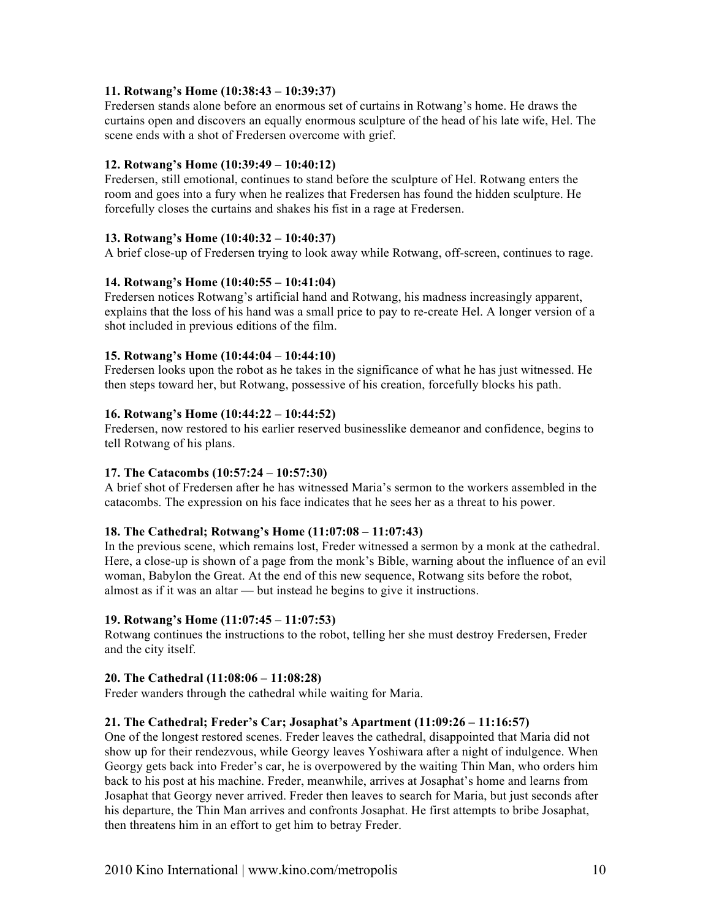**11. Rotwang's Home (10:38:43 – 10:39:37)**
Fredersen stands alone before an enormous set of curtains in Rotwang's home. He draws the curtains open and discovers an equally enormous sculpture of the head of his late wife, Hel. The scene ends with a shot of Fredersen overcome with grief.

**12. Rotwang's Home (10:39:49 – 10:40:12)**
Fredersen, still emotional, continues to stand before the sculpture of Hel. Rotwang enters the room and goes into a fury when he realizes that Fredersen has found the hidden sculpture. He forcefully closes the curtains and shakes his fist in a rage at Fredersen.

**13. Rotwang's Home (10:40:32 – 10:40:37)**
A brief close-up of Fredersen trying to look away while Rotwang, off-screen, continues to rage.

**14. Rotwang's Home (10:40:55 – 10:41:04)**
Fredersen notices Rotwang's artificial hand and Rotwang, his madness increasingly apparent, explains that the loss of his hand was a small price to pay to re-create Hel. A longer version of a shot included in previous editions of the film.

**15. Rotwang's Home (10:44:04 – 10:44:10)**
Fredersen looks upon the robot as he takes in the significance of what he has just witnessed. He then steps toward her, but Rotwang, possessive of his creation, forcefully blocks his path.

**16. Rotwang's Home (10:44:22 – 10:44:52)**
Fredersen, now restored to his earlier reserved businesslike demeanor and confidence, begins to tell Rotwang of his plans.

**17. The Catacombs (10:57:24 – 10:57:30)**
A brief shot of Fredersen after he has witnessed Maria's sermon to the workers assembled in the catacombs. The expression on his face indicates that he sees her as a threat to his power.

**18. The Cathedral; Rotwang's Home (11:07:08 – 11:07:43)**
In the previous scene, which remains lost, Freder witnessed a sermon by a monk at the cathedral. Here, a close-up is shown of a page from the monk's Bible, warning about the influence of an evil woman, Babylon the Great. At the end of this new sequence, Rotwang sits before the robot, almost as if it was an altar — but instead he begins to give it instructions.

**19. Rotwang's Home (11:07:45 – 11:07:53)**
Rotwang continues the instructions to the robot, telling her she must destroy Fredersen, Freder and the city itself.

**20. The Cathedral (11:08:06 – 11:08:28)**
Freder wanders through the cathedral while waiting for Maria.

**21. The Cathedral; Freder's Car; Josaphat's Apartment (11:09:26 – 11:16:57)**
One of the longest restored scenes. Freder leaves the cathedral, disappointed that Maria did not show up for their rendezvous, while Georgy leaves Yoshiwara after a night of indulgence. When Georgy gets back into Freder's car, he is overpowered by the waiting Thin Man, who orders him back to his post at his machine. Freder, meanwhile, arrives at Josaphat's home and learns from Josaphat that Georgy never arrived. Freder then leaves to search for Maria, but just seconds after his departure, the Thin Man arrives and confronts Josaphat. He first attempts to bribe Josaphat, then threatens him in an effort to get him to betray Freder.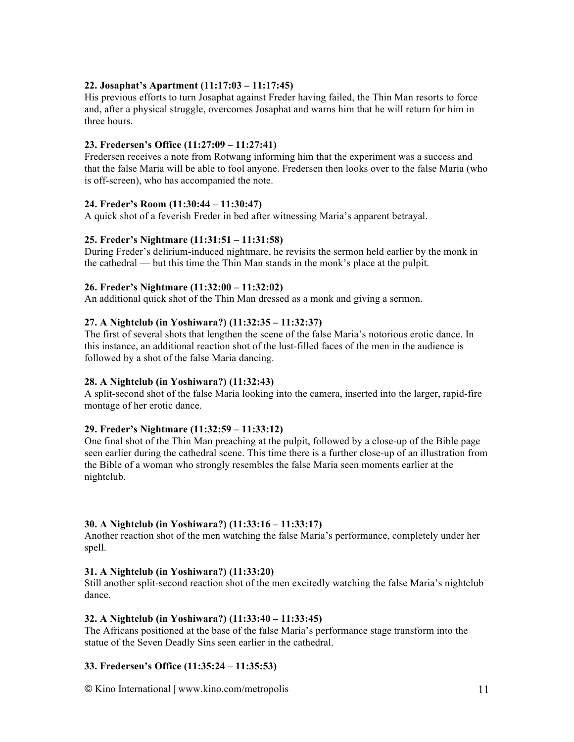**22. Josaphat's Apartment (11:17:03 – 11:17:45)**
His previous efforts to turn Josaphat against Freder having failed, the Thin Man resorts to force and, after a physical struggle, overcomes Josaphat and warns him that he will return for him in three hours.

**23. Fredersen's Office (11:27:09 – 11:27:41)**
Fredersen receives a note from Rotwang informing him that the experiment was a success and that the false Maria will be able to fool anyone. Fredersen then looks over to the false Maria (who is off-screen), who has accompanied the note.

**24. Freder's Room (11:30:44 – 11:30:47)**
A quick shot of a feverish Freder in bed after witnessing Maria's apparent betrayal.

**25. Freder's Nightmare (11:31:51 – 11:31:58)**
During Freder's delirium-induced nightmare, he revisits the sermon held earlier by the monk in the cathedral — but this time the Thin Man stands in the monk's place at the pulpit.

**26. Freder's Nightmare (11:32:00 – 11:32:02)**
An additional quick shot of the Thin Man dressed as a monk and giving a sermon.

**27. A Nightclub (in Yoshiwara?) (11:32:35 – 11:32:37)**
The first of several shots that lengthen the scene of the false Maria's notorious erotic dance. In this instance, an additional reaction shot of the lust-filled faces of the men in the audience is followed by a shot of the false Maria dancing.

**28. A Nightclub (in Yoshiwara?) (11:32:43)**
A split-second shot of the false Maria looking into the camera, inserted into the larger, rapid-fire montage of her erotic dance.

**29. Freder's Nightmare (11:32:59 – 11:33:12)**
One final shot of the Thin Man preaching at the pulpit, followed by a close-up of the Bible page seen earlier during the cathedral scene. This time there is a further close-up of an illustration from the Bible of a woman who strongly resembles the false Maria seen moments earlier at the nightclub.

**30. A Nightclub (in Yoshiwara?) (11:33:16 – 11:33:17)**
Another reaction shot of the men watching the false Maria's performance, completely under her spell.

**31. A Nightclub (in Yoshiwara?) (11:33:20)**
Still another split-second reaction shot of the men excitedly watching the false Maria's nightclub dance.

**32. A Nightclub (in Yoshiwara?) (11:33:40 – 11:33:45)**
The Africans positioned at the base of the false Maria's performance stage transform into the statue of the Seven Deadly Sins seen earlier in the cathedral.

**33. Fredersen's Office (11:35:24 – 11:35:53)**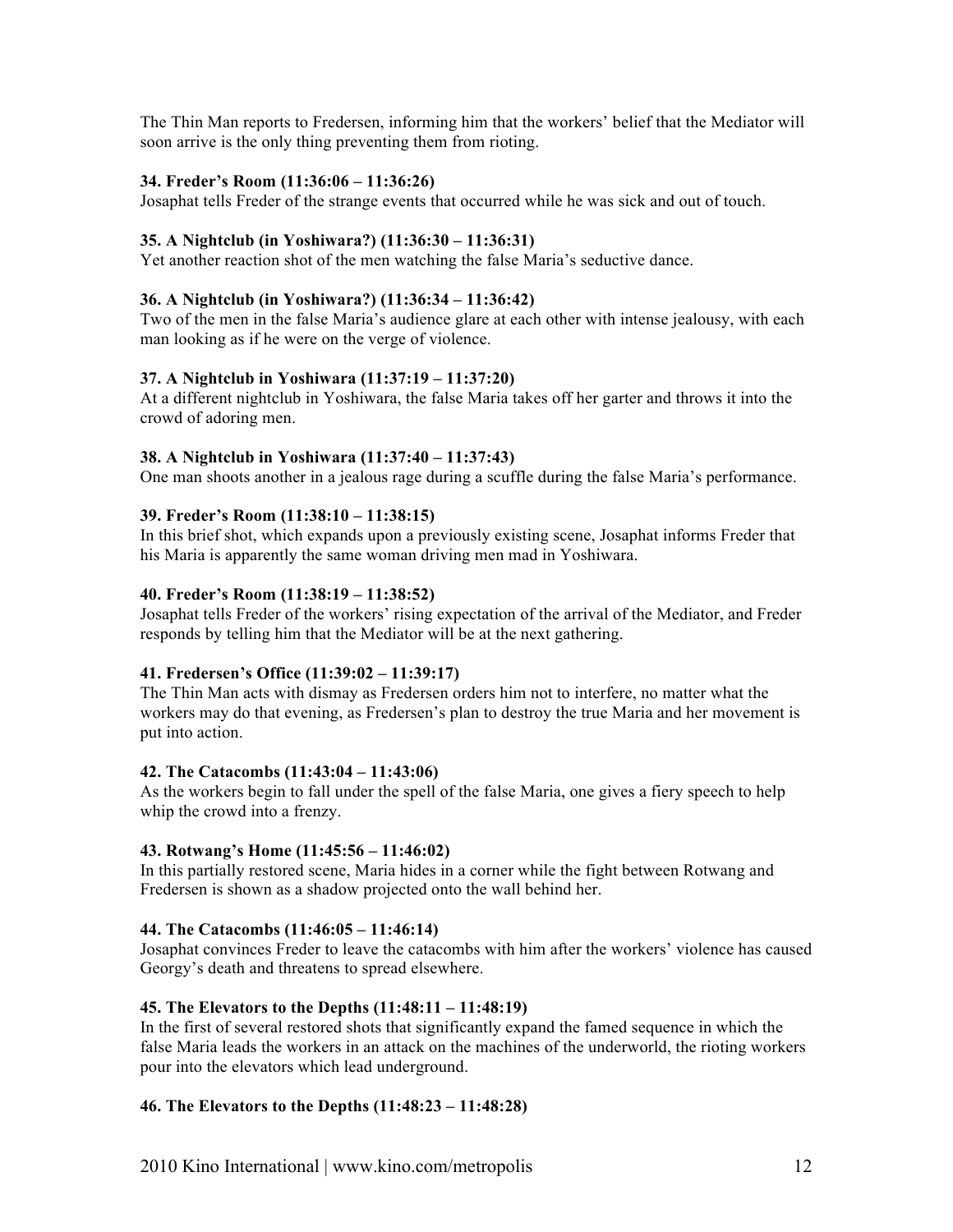The Thin Man reports to Fredersen, informing him that the workers' belief that the Mediator will soon arrive is the only thing preventing them from rioting.

**34. Freder's Room (11:36:06 – 11:36:26)**
Josaphat tells Freder of the strange events that occurred while he was sick and out of touch.

**35. A Nightclub (in Yoshiwara?) (11:36:30 – 11:36:31)**
Yet another reaction shot of the men watching the false Maria's seductive dance.

**36. A Nightclub (in Yoshiwara?) (11:36:34 – 11:36:42)**
Two of the men in the false Maria's audience glare at each other with intense jealousy, with each man looking as if he were on the verge of violence.

**37. A Nightclub in Yoshiwara (11:37:19 – 11:37:20)**
At a different nightclub in Yoshiwara, the false Maria takes off her garter and throws it into the crowd of adoring men.

**38. A Nightclub in Yoshiwara (11:37:40 – 11:37:43)**
One man shoots another in a jealous rage during a scuffle during the false Maria's performance.

**39. Freder's Room (11:38:10 – 11:38:15)**
In this brief shot, which expands upon a previously existing scene, Josaphat informs Freder that his Maria is apparently the same woman driving men mad in Yoshiwara.

**40. Freder's Room (11:38:19 – 11:38:52)**
Josaphat tells Freder of the workers' rising expectation of the arrival of the Mediator, and Freder responds by telling him that the Mediator will be at the next gathering.

**41. Fredersen's Office (11:39:02 – 11:39:17)**
The Thin Man acts with dismay as Fredersen orders him not to interfere, no matter what the workers may do that evening, as Fredersen's plan to destroy the true Maria and her movement is put into action.

**42. The Catacombs (11:43:04 – 11:43:06)**
As the workers begin to fall under the spell of the false Maria, one gives a fiery speech to help whip the crowd into a frenzy.

**43. Rotwang's Home (11:45:56 – 11:46:02)**
In this partially restored scene, Maria hides in a corner while the fight between Rotwang and Fredersen is shown as a shadow projected onto the wall behind her.

**44. The Catacombs (11:46:05 – 11:46:14)**
Josaphat convinces Freder to leave the catacombs with him after the workers' violence has caused Georgy's death and threatens to spread elsewhere.

**45. The Elevators to the Depths (11:48:11 – 11:48:19)**
In the first of several restored shots that significantly expand the famed sequence in which the false Maria leads the workers in an attack on the machines of the underworld, the rioting workers pour into the elevators which lead underground.

**46. The Elevators to the Depths (11:48:23 – 11:48:28)**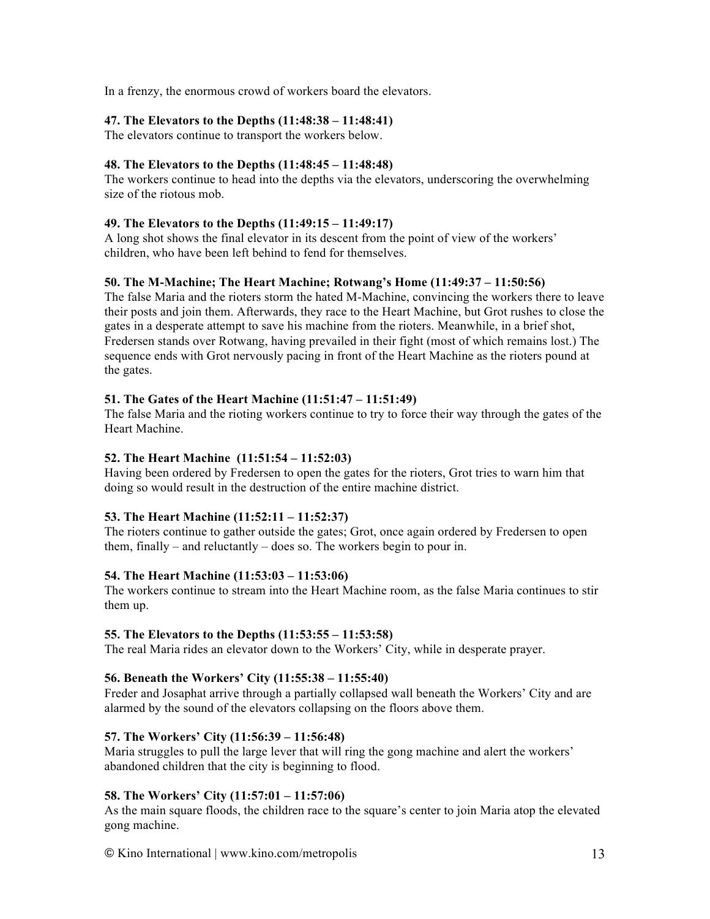In a frenzy, the enormous crowd of workers board the elevators.

**47. The Elevators to the Depths (11:48:38 – 11:48:41)**
The elevators continue to transport the workers below.

**48. The Elevators to the Depths (11:48:45 – 11:48:48)**
The workers continue to head into the depths via the elevators, underscoring the overwhelming size of the riotous mob.

**49. The Elevators to the Depths (11:49:15 – 11:49:17)**
A long shot shows the final elevator in its descent from the point of view of the workers' children, who have been left behind to fend for themselves.

**50. The M-Machine; The Heart Machine; Rotwang's Home (11:49:37 – 11:50:56)**
The false Maria and the rioters storm the hated M-Machine, convincing the workers there to leave their posts and join them. Afterwards, they race to the Heart Machine, but Grot rushes to close the gates in a desperate attempt to save his machine from the rioters. Meanwhile, in a brief shot, Fredersen stands over Rotwang, having prevailed in their fight (most of which remains lost.) The sequence ends with Grot nervously pacing in front of the Heart Machine as the rioters pound at the gates.

**51. The Gates of the Heart Machine (11:51:47 – 11:51:49)**
The false Maria and the rioting workers continue to try to force their way through the gates of the Heart Machine.

**52. The Heart Machine (11:51:54 – 11:52:03)**
Having been ordered by Fredersen to open the gates for the rioters, Grot tries to warn him that doing so would result in the destruction of the entire machine district.

**53. The Heart Machine (11:52:11 – 11:52:37)**
The rioters continue to gather outside the gates; Grot, once again ordered by Fredersen to open them, finally – and reluctantly – does so. The workers begin to pour in.

**54. The Heart Machine (11:53:03 – 11:53:06)**
The workers continue to stream into the Heart Machine room, as the false Maria continues to stir them up.

**55. The Elevators to the Depths (11:53:55 – 11:53:58)**
The real Maria rides an elevator down to the Workers' City, while in desperate prayer.

**56. Beneath the Workers' City (11:55:38 – 11:55:40)**
Freder and Josaphat arrive through a partially collapsed wall beneath the Workers' City and are alarmed by the sound of the elevators collapsing on the floors above them.

**57. The Workers' City (11:56:39 – 11:56:48)**
Maria struggles to pull the large lever that will ring the gong machine and alert the workers' abandoned children that the city is beginning to flood.

**58. The Workers' City (11:57:01 – 11:57:06)**
As the main square floods, the children race to the square's center to join Maria atop the elevated gong machine.

© Kino International | www.kino.com/metropolis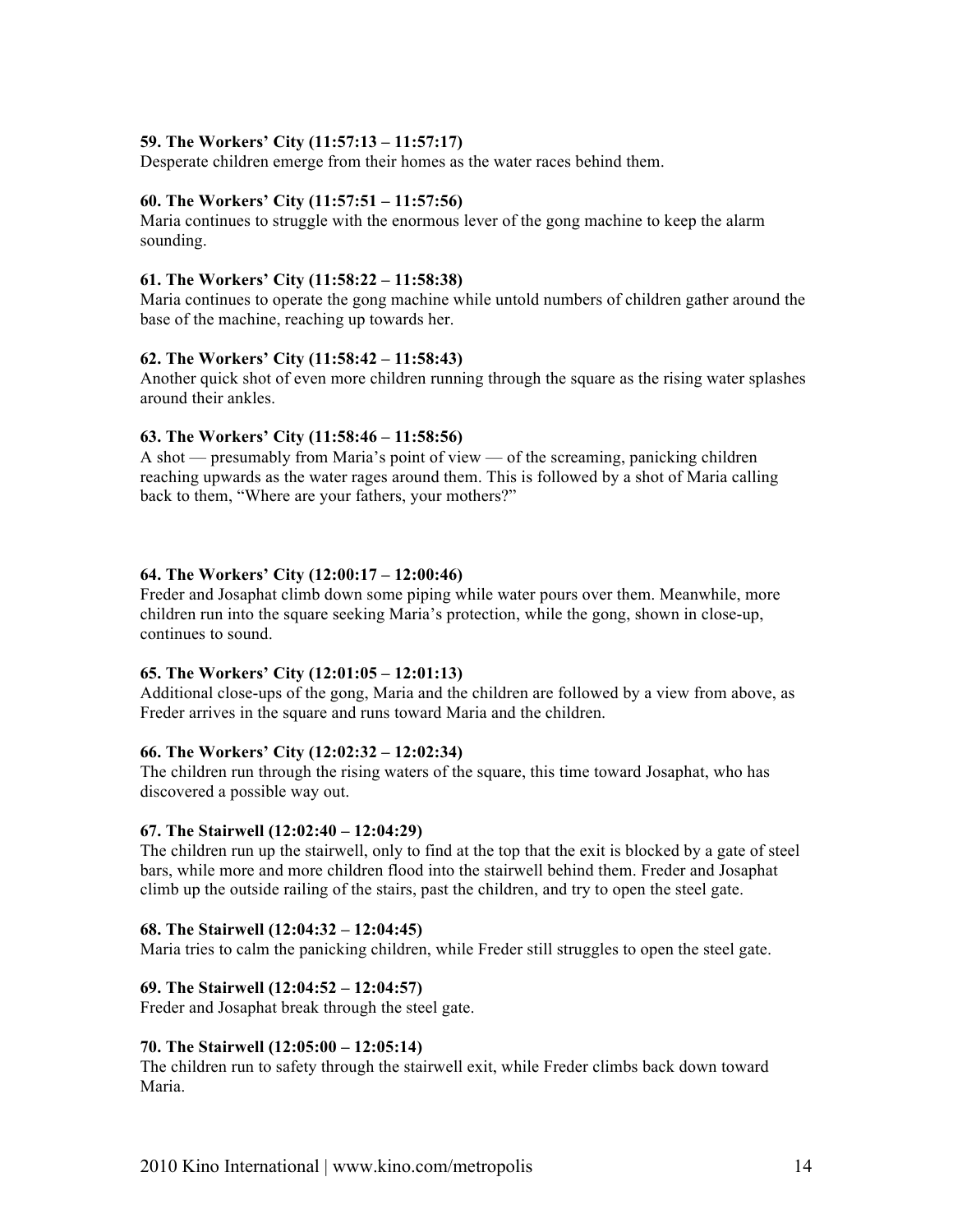**59. The Workers' City (11:57:13 – 11:57:17)**
Desperate children emerge from their homes as the water races behind them.

**60. The Workers' City (11:57:51 – 11:57:56)**
Maria continues to struggle with the enormous lever of the gong machine to keep the alarm sounding.

**61. The Workers' City (11:58:22 – 11:58:38)**
Maria continues to operate the gong machine while untold numbers of children gather around the base of the machine, reaching up towards her.

**62. The Workers' City (11:58:42 – 11:58:43)**
Another quick shot of even more children running through the square as the rising water splashes around their ankles.

**63. The Workers' City (11:58:46 – 11:58:56)**
A shot — presumably from Maria's point of view — of the screaming, panicking children reaching upwards as the water rages around them. This is followed by a shot of Maria calling back to them, "Where are your fathers, your mothers?"

**64. The Workers' City (12:00:17 – 12:00:46)**
Freder and Josaphat climb down some piping while water pours over them. Meanwhile, more children run into the square seeking Maria's protection, while the gong, shown in close-up, continues to sound.

**65. The Workers' City (12:01:05 – 12:01:13)**
Additional close-ups of the gong, Maria and the children are followed by a view from above, as Freder arrives in the square and runs toward Maria and the children.

**66. The Workers' City (12:02:32 – 12:02:34)**
The children run through the rising waters of the square, this time toward Josaphat, who has discovered a possible way out.

**67. The Stairwell (12:02:40 – 12:04:29)**
The children run up the stairwell, only to find at the top that the exit is blocked by a gate of steel bars, while more and more children flood into the stairwell behind them. Freder and Josaphat climb up the outside railing of the stairs, past the children, and try to open the steel gate.

**68. The Stairwell (12:04:32 – 12:04:45)**
Maria tries to calm the panicking children, while Freder still struggles to open the steel gate.

**69. The Stairwell (12:04:52 – 12:04:57)**
Freder and Josaphat break through the steel gate.

**70. The Stairwell (12:05:00 – 12:05:14)**
The children run to safety through the stairwell exit, while Freder climbs back down toward Maria.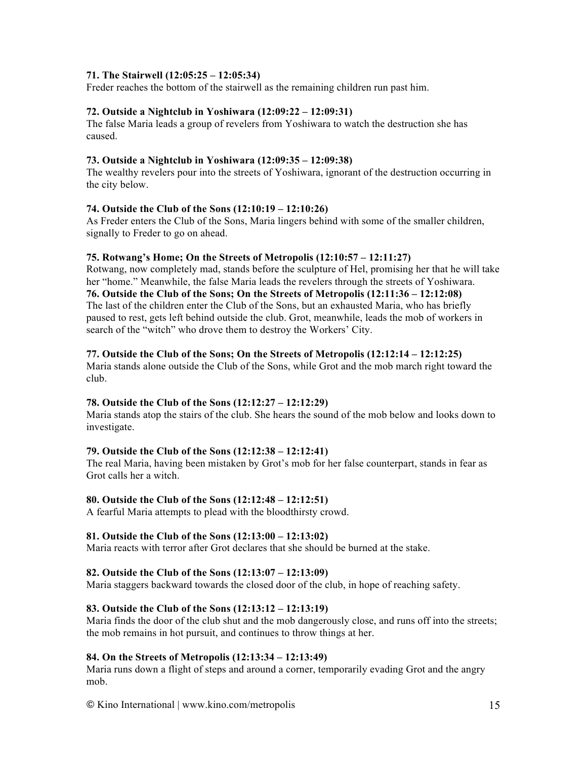**71. The Stairwell (12:05:25 – 12:05:34)**
Freder reaches the bottom of the stairwell as the remaining children run past him.

**72. Outside a Nightclub in Yoshiwara (12:09:22 – 12:09:31)**
The false Maria leads a group of revelers from Yoshiwara to watch the destruction she has caused.

**73. Outside a Nightclub in Yoshiwara (12:09:35 – 12:09:38)**
The wealthy revelers pour into the streets of Yoshiwara, ignorant of the destruction occurring in the city below.

**74. Outside the Club of the Sons (12:10:19 – 12:10:26)**
As Freder enters the Club of the Sons, Maria lingers behind with some of the smaller children, signally to Freder to go on ahead.

**75. Rotwang's Home; On the Streets of Metropolis (12:10:57 – 12:11:27)**
Rotwang, now completely mad, stands before the sculpture of Hel, promising her that he will take her "home." Meanwhile, the false Maria leads the revelers through the streets of Yoshiwara.

**76. Outside the Club of the Sons; On the Streets of Metropolis (12:11:36 – 12:12:08)**
The last of the children enter the Club of the Sons, but an exhausted Maria, who has briefly paused to rest, gets left behind outside the club. Grot, meanwhile, leads the mob of workers in search of the "witch" who drove them to destroy the Workers' City.

**77. Outside the Club of the Sons; On the Streets of Metropolis (12:12:14 – 12:12:25)**
Maria stands alone outside the Club of the Sons, while Grot and the mob march right toward the club.

**78. Outside the Club of the Sons (12:12:27 – 12:12:29)**
Maria stands atop the stairs of the club. She hears the sound of the mob below and looks down to investigate.

**79. Outside the Club of the Sons (12:12:38 – 12:12:41)**
The real Maria, having been mistaken by Grot's mob for her false counterpart, stands in fear as Grot calls her a witch.

**80. Outside the Club of the Sons (12:12:48 – 12:12:51)**
A fearful Maria attempts to plead with the bloodthirsty crowd.

**81. Outside the Club of the Sons (12:13:00 – 12:13:02)**
Maria reacts with terror after Grot declares that she should be burned at the stake.

**82. Outside the Club of the Sons (12:13:07 – 12:13:09)**
Maria staggers backward towards the closed door of the club, in hope of reaching safety.

**83. Outside the Club of the Sons (12:13:12 – 12:13:19)**
Maria finds the door of the club shut and the mob dangerously close, and runs off into the streets; the mob remains in hot pursuit, and continues to throw things at her.

**84. On the Streets of Metropolis (12:13:34 – 12:13:49)**
Maria runs down a flight of steps and around a corner, temporarily evading Grot and the angry mob.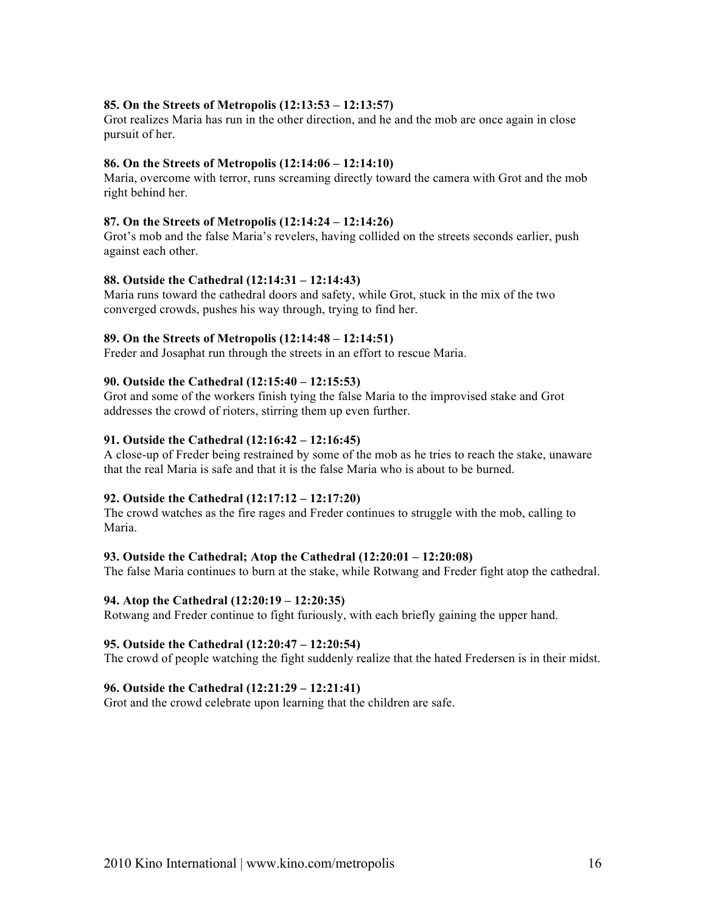**85. On the Streets of Metropolis (12:13:53 – 12:13:57)**
Grot realizes Maria has run in the other direction, and he and the mob are once again in close pursuit of her.

**86. On the Streets of Metropolis (12:14:06 – 12:14:10)**
Maria, overcome with terror, runs screaming directly toward the camera with Grot and the mob right behind her.

**87. On the Streets of Metropolis (12:14:24 – 12:14:26)**
Grot's mob and the false Maria's revelers, having collided on the streets seconds earlier, push against each other.

**88. Outside the Cathedral (12:14:31 – 12:14:43)**
Maria runs toward the cathedral doors and safety, while Grot, stuck in the mix of the two converged crowds, pushes his way through, trying to find her.

**89. On the Streets of Metropolis (12:14:48 – 12:14:51)**
Freder and Josaphat run through the streets in an effort to rescue Maria.

**90. Outside the Cathedral (12:15:40 – 12:15:53)**
Grot and some of the workers finish tying the false Maria to the improvised stake and Grot addresses the crowd of rioters, stirring them up even further.

**91. Outside the Cathedral (12:16:42 – 12:16:45)**
A close-up of Freder being restrained by some of the mob as he tries to reach the stake, unaware that the real Maria is safe and that it is the false Maria who is about to be burned.

**92. Outside the Cathedral (12:17:12 – 12:17:20)**
The crowd watches as the fire rages and Freder continues to struggle with the mob, calling to Maria.

**93. Outside the Cathedral; Atop the Cathedral (12:20:01 – 12:20:08)**
The false Maria continues to burn at the stake, while Rotwang and Freder fight atop the cathedral.

**94. Atop the Cathedral (12:20:19 – 12:20:35)**
Rotwang and Freder continue to fight furiously, with each briefly gaining the upper hand.

**95. Outside the Cathedral (12:20:47 – 12:20:54)**
The crowd of people watching the fight suddenly realize that the hated Fredersen is in their midst.

**96. Outside the Cathedral (12:21:29 – 12:21:41)**
Grot and the crowd celebrate upon learning that the children are safe.